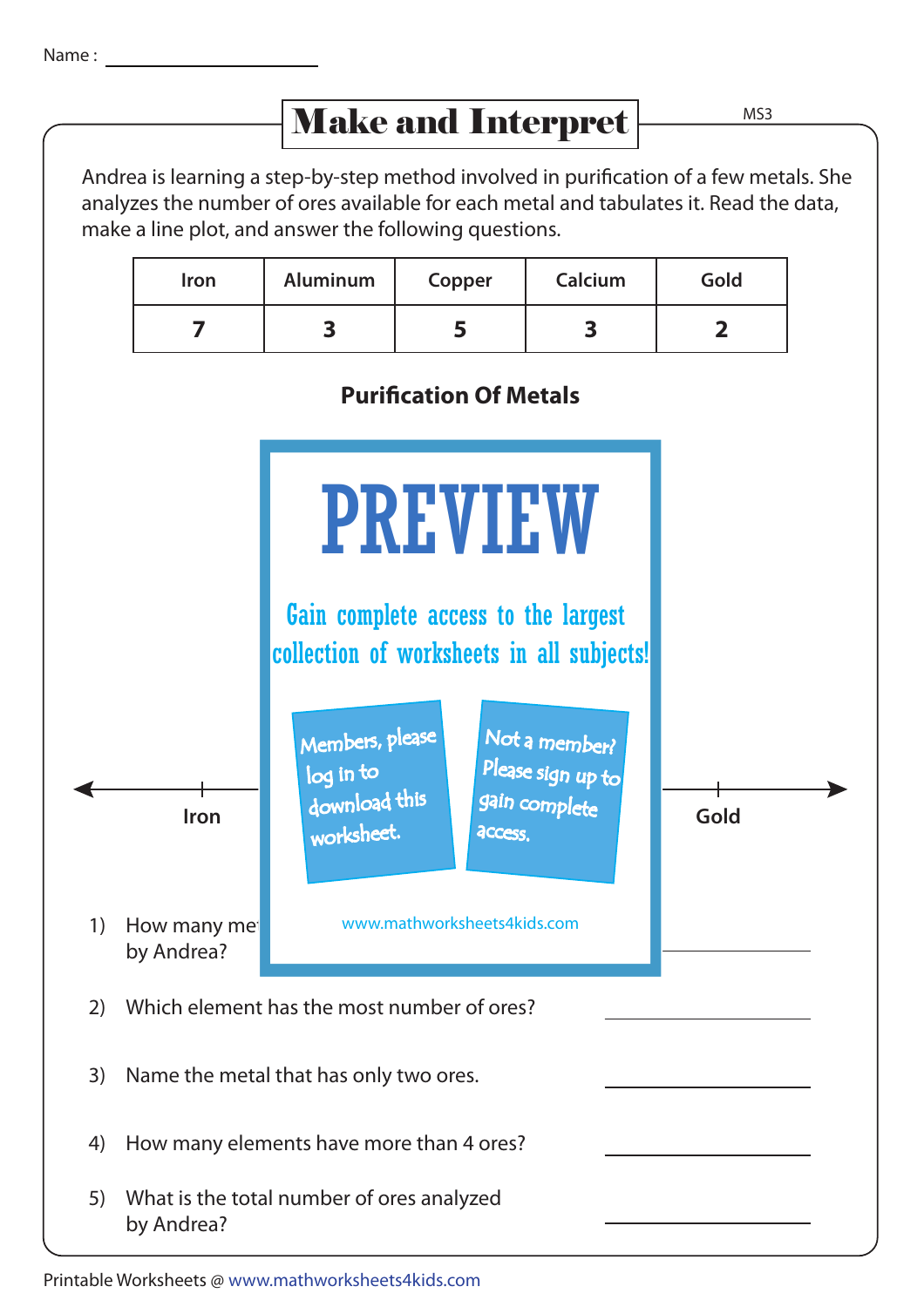Name : ____________________

# Make and Interpret

MS3

Andrea is learning a step-by-step method involved in purification of a few metals. She analyzes the number of ores available for each metal and tabulates it. Read the data, make a line plot, and answer the following questions.

| Iron | Aluminum | Copper | Calcium | Gold |
|---|---|---|---|---|
| **7** | **3** | **5** | **3** | **2** |

**Purification Of Metals**

PREVIEW

Gain complete access to the largest collection of worksheets in all subjects!

Members, please log in to download this worksheet.

Not a member? Please sign up to gain complete access.

www.mathworksheets4kids.com

Iron &nbsp;&nbsp;&nbsp;&nbsp;&nbsp;&nbsp;&nbsp;&nbsp;&nbsp;&nbsp;&nbsp;&nbsp;&nbsp;&nbsp;&nbsp;&nbsp;&nbsp;&nbsp;&nbsp;&nbsp;&nbsp;&nbsp;&nbsp;&nbsp;&nbsp;&nbsp;&nbsp;&nbsp;&nbsp;&nbsp;&nbsp;&nbsp;&nbsp;&nbsp;&nbsp;&nbsp;&nbsp;&nbsp;&nbsp;&nbsp; Gold

1) How many me... by Andrea? ____________________

2) Which element has the most number of ores? ____________________

3) Name the metal that has only two ores. ____________________

4) How many elements have more than 4 ores? ____________________

5) What is the total number of ores analyzed by Andrea? ____________________

Printable Worksheets @ www.mathworksheets4kids.com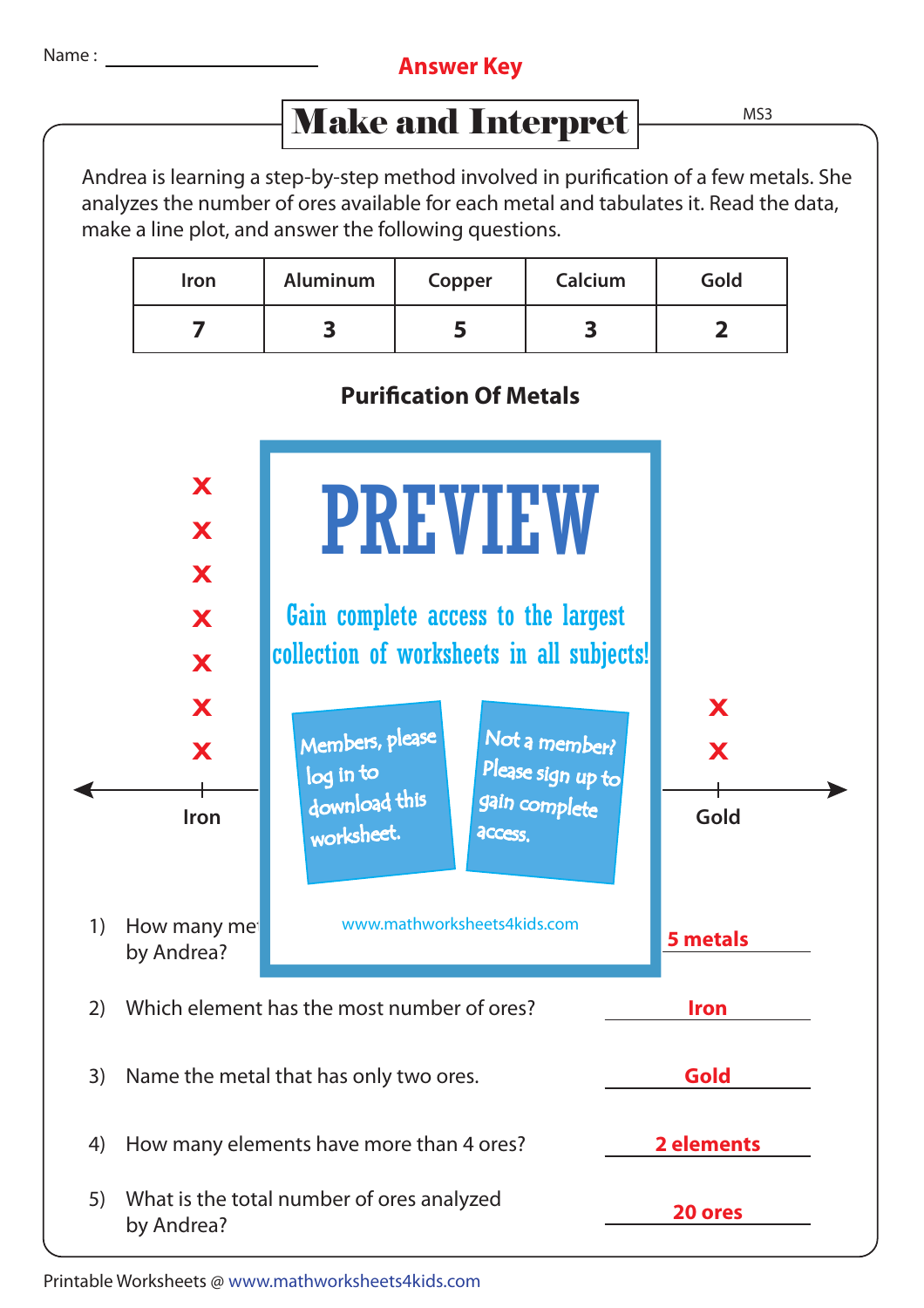Name : ________________

**Answer Key**

# Make and Interpret

MS3

Andrea is learning a step-by-step method involved in purification of a few metals. She analyzes the number of ores available for each metal and tabulates it. Read the data, make a line plot, and answer the following questions.

| Iron | Aluminum | Copper | Calcium | Gold |
|---|---|---|---|---|
| **7** | **3** | **5** | **3** | **2** |

**Purification Of Metals**

x
x
x
x
x
x
x

x
x

Iron

Gold

PREVIEW

Gain complete access to the largest collection of worksheets in all subjects!

Members, please log in to download this worksheet.

Not a member? Please sign up to gain complete access.

www.mathworksheets4kids.com

1) How many me by Andrea? **5 metals**

2) Which element has the most number of ores? **Iron**

3) Name the metal that has only two ores. **Gold**

4) How many elements have more than 4 ores? **2 elements**

5) What is the total number of ores analyzed by Andrea? **20 ores**

Printable Worksheets @ www.mathworksheets4kids.com